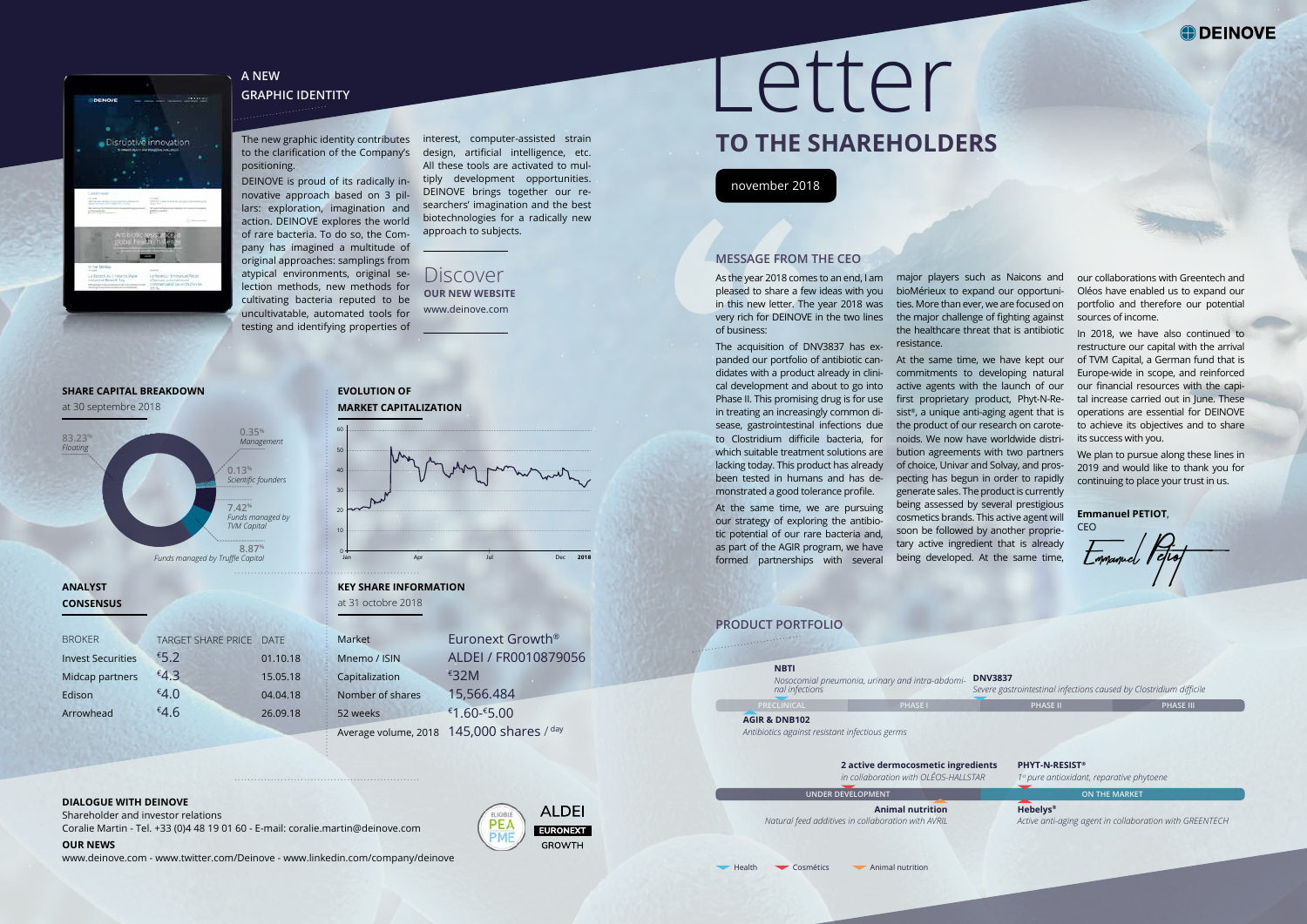# Letter

## TO THE SHAREHOLDERS

november 2018

### MESSAGE FROM THE CEO

As the year 2018 comes to an end, I am pleased to share a few ideas with you in this new letter. The year 2018 was very rich for DEINOVE in the two lines of business:

The acquisition of DNV3837 has expanded our portfolio of antibiotic candidates with a product already in clinical development and about to go into Phase II. This promising drug is for use in treating an increasingly common disease, gastrointestinal infections due to Clostridium difficile bacteria, for which suitable treatment solutions are lacking today. This product has already been tested in humans and has demonstrated a good tolerance profile.

At the same time, we are pursuing our strategy of exploring the antibiotic potential of our rare bacteria and, as part of the AGIR program, we have formed partnerships with several major players such as Naicons and bioMérieux to expand our opportunities. More than ever, we are focused on the major challenge of fighting against the healthcare threat that is antibiotic resistance.

At the same time, we have kept our commitments to developing natural active agents with the launch of our first proprietary product, Phyt-N-Resist®, a unique anti-aging agent that is the product of our research on carotenoids. We now have worldwide distribution agreements with two partners of choice, Univar and Solvay, and prospecting has begun in order to rapidly generate sales. The product is currently being assessed by several prestigious cosmetics brands. This active agent will soon be followed by another proprietary active ingredient that is already being developed. At the same time, our collaborations with Greentech and Oléos have enabled us to expand our portfolio and therefore our potential sources of income.

In 2018, we have also continued to restructure our capital with the arrival of TVM Capital, a German fund that is Europe-wide in scope, and reinforced our financial resources with the capital increase carried out in June. These operations are essential for DEINOVE to achieve its objectives and to share its success with you.

We plan to pursue along these lines in 2019 and would like to thank you for continuing to place your trust in us.

**Emmanuel PETIOT**, CEO

### A NEW GRAPHIC IDENTITY

The new graphic identity contributes to the clarification of the Company's positioning.

DEINOVE is proud of its radically innovative approach based on 3 pillars: exploration, imagination and action. DEINOVE explores the world of rare bacteria. To do so, the Company has imagined a multitude of original approaches: samplings from atypical environments, original selection methods, new methods for cultivating bacteria reputed to be uncultivatable, automated tools for testing and identifying properties of interest, computer-assisted strain design, artificial intelligence, etc. All these tools are activated to multiply development opportunities. DEINOVE brings together our researchers' imagination and the best biotechnologies for a radically new approach to subjects.

Discover
**OUR NEW WEBSITE**
www.deinove.com

### SHARE CAPITAL BREAKDOWN

at 30 septembre 2018

- 83.23% Floating
- 0.35% Management
- 0.13% Scientific founders
- 7.42% Funds managed by TVM Capital
- 8.87% Funds managed by Truffle Capital

### EVOLUTION OF MARKET CAPITALIZATION

### ANALYST CONSENSUS

| BROKER | TARGET SHARE PRICE | DATE |
|---|---|---|
| Invest Securities | €5.2 | 01.10.18 |
| Midcap partners | €4.3 | 15.05.18 |
| Edison | €4.0 | 04.04.18 |
| Arrowhead | €4.6 | 26.09.18 |

### KEY SHARE INFORMATION

at 31 octobre 2018

| | |
|---|---|
| Market | Euronext Growth® |
| Mnemo / ISIN | ALDEI / FR0010879056 |
| Capitalization | €32M |
| Nomber of shares | 15,566.484 |
| 52 weeks | €1.60-€5.00 |
| Average volume, 2018 | 145,000 shares / day |

### PRODUCT PORTFOLIO

**Health** (PRECLINICAL – PHASE I – PHASE II – PHASE III)

- **NBTI** – *Nosocomial pneumonia, urinary and intra-abdominal infections*
- **DNV3837** – *Severe gastrointestinal infections caused by Clostridium difficile*
- **AGIR & DNB102** – *Antibiotics against resistant infectious germs*

**UNDER DEVELOPMENT – ON THE MARKET**

- **2 active dermocosmetic ingredients** – *in collaboration with OLÉOS-HALLSTAR*
- **PHYT-N-RESIST®** – *1st pure antioxidant, reparative phytoene*
- **Animal nutrition** – *Natural feed additives in collaboration with AVRIL*
- **Hebelys®** – *Active anti-aging agent in collaboration with GREENTECH*

Health – Cosmetics – Animal nutrition

### DIALOGUE WITH DEINOVE

Shareholder and investor relations
Coralie Martin - Tel. +33 (0)4 48 19 01 60 - E-mail: coralie.martin@deinove.com

### OUR NEWS

www.deinove.com - www.twitter.com/Deinove - www.linkedin.com/company/deinove

ELIGIBLE PEA PME — ALDEI EURONEXT GROWTH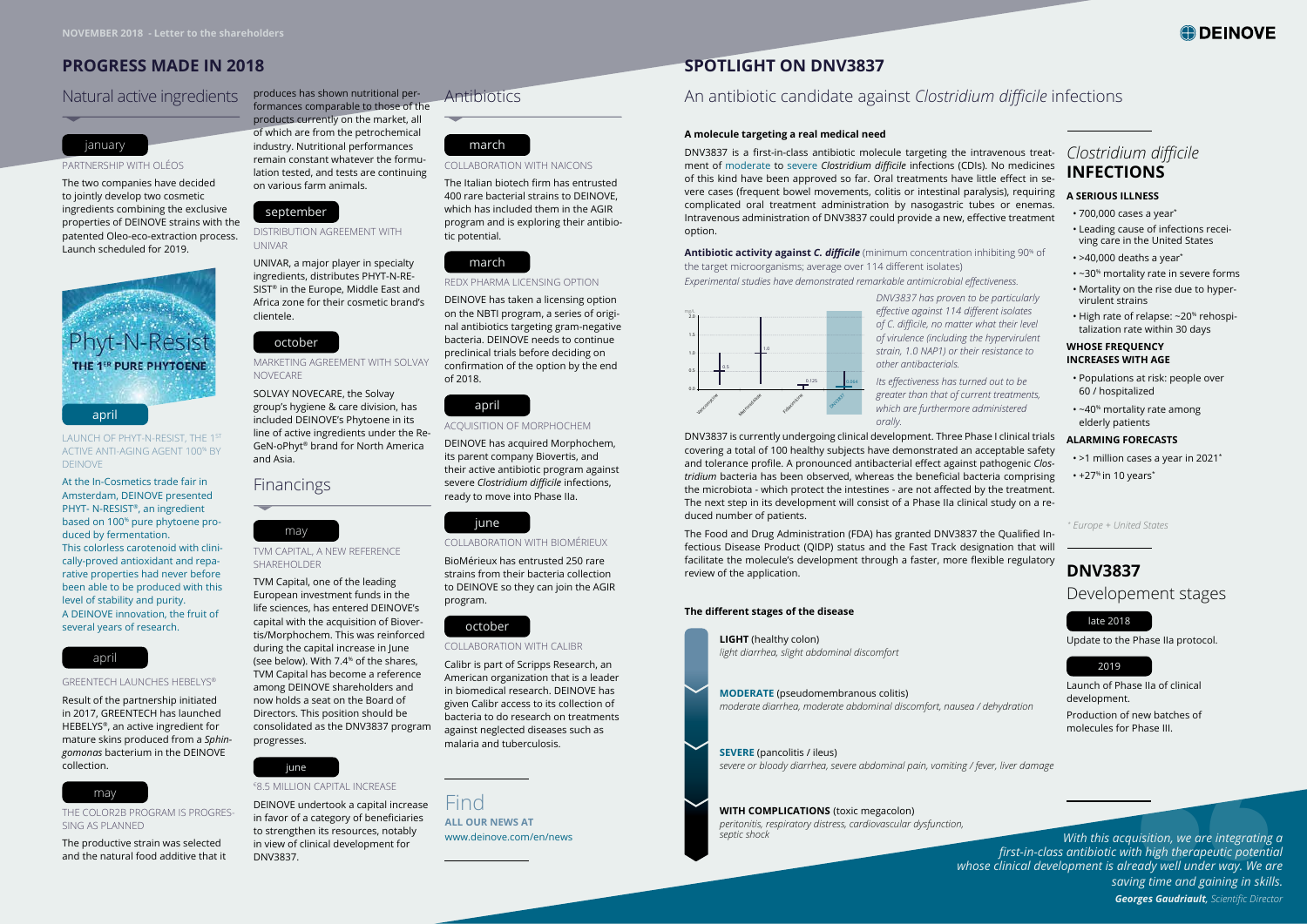## PROGRESS MADE IN 2018

### Natural active ingredients

january

PARTNERSHIP WITH OLÉOS

The two companies have decided to jointly develop two cosmetic ingredients combining the exclusive properties of DEINOVE strains with the patented Oleo-eco-extraction process. Launch scheduled for 2019.

Phyt-N-Resist
THE 1ER PURE PHYTOENE

april

LAUNCH OF PHYT-N-RESIST, THE 1ST ACTIVE ANTI-AGING AGENT 100% BY DEINOVE

At the In-Cosmetics trade fair in Amsterdam, DEINOVE presented PHYT- N-RESIST®, an ingredient based on 100% pure phytoene produced by fermentation.
This colorless carotenoid with clinically-proved antioxidant and reparative properties had never before been able to be produced with this level of stability and purity.
A DEINOVE innovation, the fruit of several years of research.

april

GREENTECH LAUNCHES HEBELYS®

Result of the partnership initiated in 2017, GREENTECH has launched HEBELYS®, an active ingredient for mature skins produced from a *Sphingomonas* bacterium in the DEINOVE collection.

may

THE COLOR2B PROGRAM IS PROGRESSING AS PLANNED

The productive strain was selected and the natural food additive that it produces has shown nutritional performances comparable to those of the products currently on the market, all of which are from the petrochemical industry. Nutritional performances remain constant whatever the formulation tested, and tests are continuing on various farm animals.

september

DISTRIBUTION AGREEMENT WITH UNIVAR

UNIVAR, a major player in specialty ingredients, distributes PHYT-N-RESIST® in the Europe, Middle East and Africa zone for their cosmetic brand's clientele.

october

MARKETING AGREEMENT WITH SOLVAY NOVECARE

SOLVAY NOVECARE, the Solvay group's hygiene & care division, has included DEINOVE's Phytoene in its line of active ingredients under the Re-GeN-oPhyt® brand for North America and Asia.

### Financings

may

TVM CAPITAL, A NEW REFERENCE SHAREHOLDER

TVM Capital, one of the leading European investment funds in the life sciences, has entered DEINOVE's capital with the acquisition of Biovertis/Morphochem. This was reinforced during the capital increase in June (see below). With 7.4% of the shares, TVM Capital has become a reference among DEINOVE shareholders and now holds a seat on the Board of Directors. This position should be consolidated as the DNV3837 program progresses.

june

€8.5 MILLION CAPITAL INCREASE

DEINOVE undertook a capital increase in favor of a category of beneficiaries to strengthen its resources, notably in view of clinical development for DNV3837.

### Antibiotics

march

COLLABORATION WITH NAICONS

The Italian biotech firm has entrusted 400 rare bacterial strains to DEINOVE, which has included them in the AGIR program and is exploring their antibiotic potential.

march

REDX PHARMA LICENSING OPTION

DEINOVE has taken a licensing option on the NBTI program, a series of original antibiotics targeting gram-negative bacteria. DEINOVE needs to continue preclinical trials before deciding on confirmation of the option by the end of 2018.

april

ACQUISITION OF MORPHOCHEM

DEINOVE has acquired Morphochem, its parent company Biovertis, and their active antibiotic program against severe *Clostridium difficile* infections, ready to move into Phase IIa.

june

COLLABORATION WITH BIOMÉRIEUX

BioMérieux has entrusted 250 rare strains from their bacteria collection to DEINOVE so they can join the AGIR program.

october

COLLABORATION WITH CALIBR

Calibr is part of Scripps Research, an American organization that is a leader in biomedical research. DEINOVE has given Calibr access to its collection of bacteria to do research on treatments against neglected diseases such as malaria and tuberculosis.

Find
**ALL OUR NEWS AT**
www.deinove.com/en/news

## SPOTLIGHT ON DNV3837

### An antibiotic candidate against *Clostridium difficile* infections

**A molecule targeting a real medical need**

DNV3837 is a first-in-class antibiotic molecule targeting the intravenous treatment of moderate to severe *Clostridium difficile* infections (CDIs). No medicines of this kind have been approved so far. Oral treatments have little effect in severe cases (frequent bowel movements, colitis or intestinal paralysis), requiring complicated oral treatment administration by nasogastric tubes or enemas. Intravenous administration of DNV3837 could provide a new, effective treatment option.

**Antibiotic activity against *C. difficile*** (minimum concentration inhibiting 90% of the target microorganisms; average over 114 different isolates)

*Experimental studies have demonstrated remarkable antimicrobial effectiveness.*

mg/L
2.0
1.5
1.0
0.5
0.0
0.5
1.0
0.125
0.004
Vancomycine
Metronidazole
Fidaxomicine
DNV3837

*DNV3837 has proven to be particularly effective against 114 different isolates of C. difficile, no matter what their level of virulence (including the hypervirulent strain, 1.0 NAP1) or their resistance to other antibacterials.*

*Its effectiveness has turned out to be greater than that of current treatments, which are furthermore administered orally.*

DNV3837 is currently undergoing clinical development. Three Phase I clinical trials covering a total of 100 healthy subjects have demonstrated an acceptable safety and tolerance profile. A pronounced antibacterial effect against pathogenic *Clostridium* bacteria has been observed, whereas the beneficial bacteria comprising the microbiota - which protect the intestines - are not affected by the treatment. The next step in its development will consist of a Phase IIa clinical study on a reduced number of patients.

The Food and Drug Administration (FDA) has granted DNV3837 the Qualified Infectious Disease Product (QIDP) status and the Fast Track designation that will facilitate the molecule's development through a faster, more flexible regulatory review of the application.

**The different stages of the disease**

**LIGHT** (healthy colon)
*light diarrhea, slight abdominal discomfort*

**MODERATE** (pseudomembranous colitis)
*moderate diarrhea, moderate abdominal discomfort, nausea / dehydration*

**SEVERE** (pancolitis / ileus)
*severe or bloody diarrhea, severe abdominal pain, vomiting / fever, liver damage*

**WITH COMPLICATIONS** (toxic megacolon)
*peritonitis, respiratory distress, cardiovascular dysfunction, septic shock*

### *Clostridium difficile* INFECTIONS

**A SERIOUS ILLNESS**

- 700,000 cases a year*
- Leading cause of infections receiving care in the United States
- >40,000 deaths a year*
- ~30% mortality rate in severe forms
- Mortality on the rise due to hypervirulent strains
- High rate of relapse: ~20% rehospitalization rate within 30 days

**WHOSE FREQUENCY INCREASES WITH AGE**

- Populations at risk: people over 60 / hospitalized
- ~40% mortality rate among elderly patients

**ALARMING FORECASTS**

- >1 million cases a year in 2021*
- +27% in 10 years*

*\* Europe + United States*

### DNV3837
Developement stages

late 2018

Update to the Phase IIa protocol.

2019

Launch of Phase IIa of clinical development.

Production of new batches of molecules for Phase III.

*With this acquisition, we are integrating a first-in-class antibiotic with high therapeutic potential whose clinical development is already well under way. We are saving time and gaining in skills.*
***Georges Gaudriault**, Scientific Director*